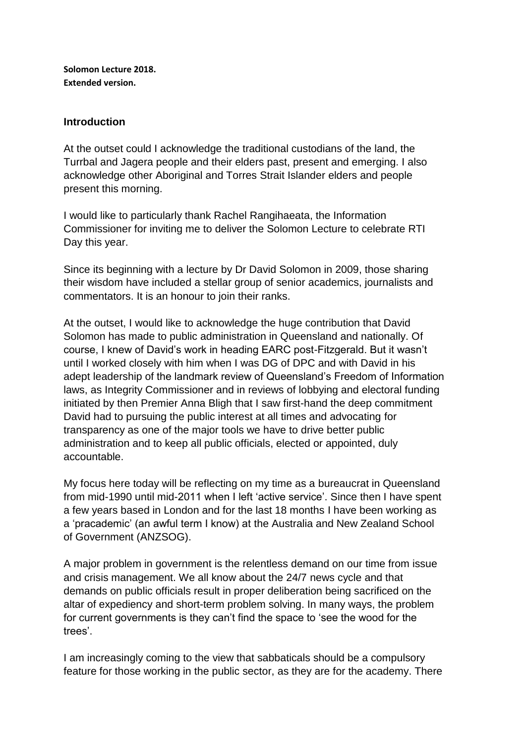**Solomon Lecture 2018.**
**Extended version.**

## Introduction

At the outset could I acknowledge the traditional custodians of the land, the Turrbal and Jagera people and their elders past, present and emerging. I also acknowledge other Aboriginal and Torres Strait Islander elders and people present this morning.

I would like to particularly thank Rachel Rangihaeata, the Information Commissioner for inviting me to deliver the Solomon Lecture to celebrate RTI Day this year.

Since its beginning with a lecture by Dr David Solomon in 2009, those sharing their wisdom have included a stellar group of senior academics, journalists and commentators. It is an honour to join their ranks.

At the outset, I would like to acknowledge the huge contribution that David Solomon has made to public administration in Queensland and nationally. Of course, I knew of David's work in heading EARC post-Fitzgerald. But it wasn't until I worked closely with him when I was DG of DPC and with David in his adept leadership of the landmark review of Queensland's Freedom of Information laws, as Integrity Commissioner and in reviews of lobbying and electoral funding initiated by then Premier Anna Bligh that I saw first-hand the deep commitment David had to pursuing the public interest at all times and advocating for transparency as one of the major tools we have to drive better public administration and to keep all public officials, elected or appointed, duly accountable.

My focus here today will be reflecting on my time as a bureaucrat in Queensland from mid-1990 until mid-2011 when I left 'active service'. Since then I have spent a few years based in London and for the last 18 months I have been working as a 'pracademic' (an awful term I know) at the Australia and New Zealand School of Government (ANZSOG).

A major problem in government is the relentless demand on our time from issue and crisis management. We all know about the 24/7 news cycle and that demands on public officials result in proper deliberation being sacrificed on the altar of expediency and short-term problem solving. In many ways, the problem for current governments is they can't find the space to 'see the wood for the trees'.

I am increasingly coming to the view that sabbaticals should be a compulsory feature for those working in the public sector, as they are for the academy. There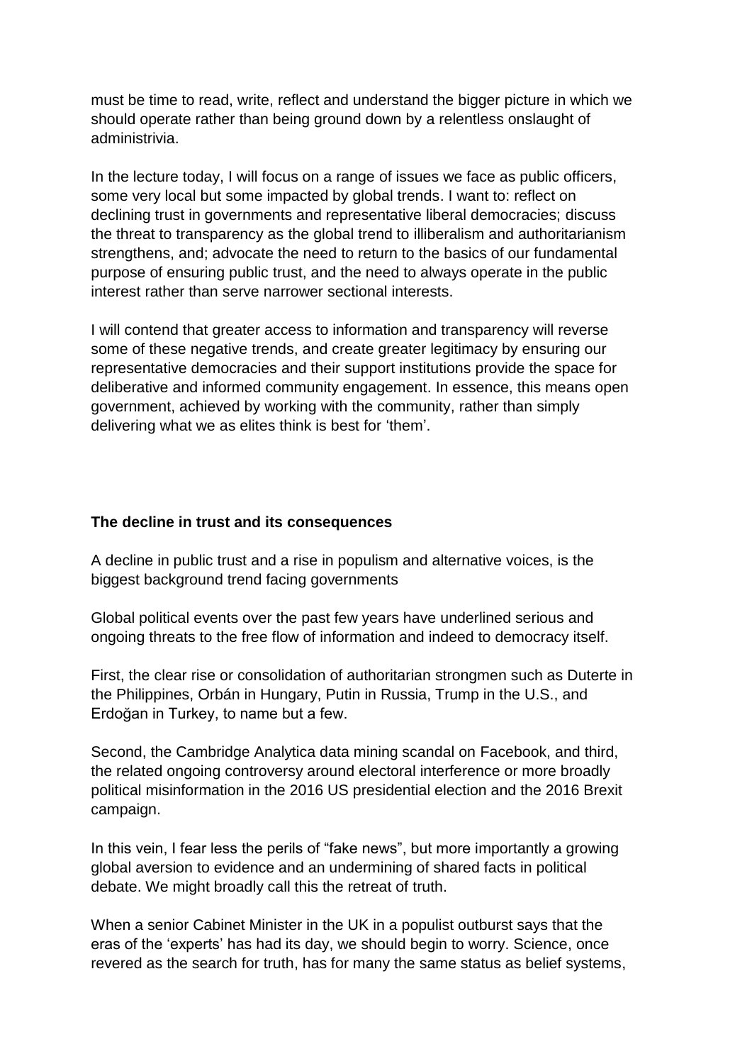must be time to read, write, reflect and understand the bigger picture in which we should operate rather than being ground down by a relentless onslaught of administrivia.

In the lecture today, I will focus on a range of issues we face as public officers, some very local but some impacted by global trends. I want to: reflect on declining trust in governments and representative liberal democracies; discuss the threat to transparency as the global trend to illiberalism and authoritarianism strengthens, and; advocate the need to return to the basics of our fundamental purpose of ensuring public trust, and the need to always operate in the public interest rather than serve narrower sectional interests.

I will contend that greater access to information and transparency will reverse some of these negative trends, and create greater legitimacy by ensuring our representative democracies and their support institutions provide the space for deliberative and informed community engagement. In essence, this means open government, achieved by working with the community, rather than simply delivering what we as elites think is best for 'them'.

**The decline in trust and its consequences**

A decline in public trust and a rise in populism and alternative voices, is the biggest background trend facing governments

Global political events over the past few years have underlined serious and ongoing threats to the free flow of information and indeed to democracy itself.

First, the clear rise or consolidation of authoritarian strongmen such as Duterte in the Philippines, Orbán in Hungary, Putin in Russia, Trump in the U.S., and Erdoğan in Turkey, to name but a few.

Second, the Cambridge Analytica data mining scandal on Facebook, and third, the related ongoing controversy around electoral interference or more broadly political misinformation in the 2016 US presidential election and the 2016 Brexit campaign.

In this vein, I fear less the perils of "fake news", but more importantly a growing global aversion to evidence and an undermining of shared facts in political debate. We might broadly call this the retreat of truth.

When a senior Cabinet Minister in the UK in a populist outburst says that the eras of the 'experts' has had its day, we should begin to worry. Science, once revered as the search for truth, has for many the same status as belief systems,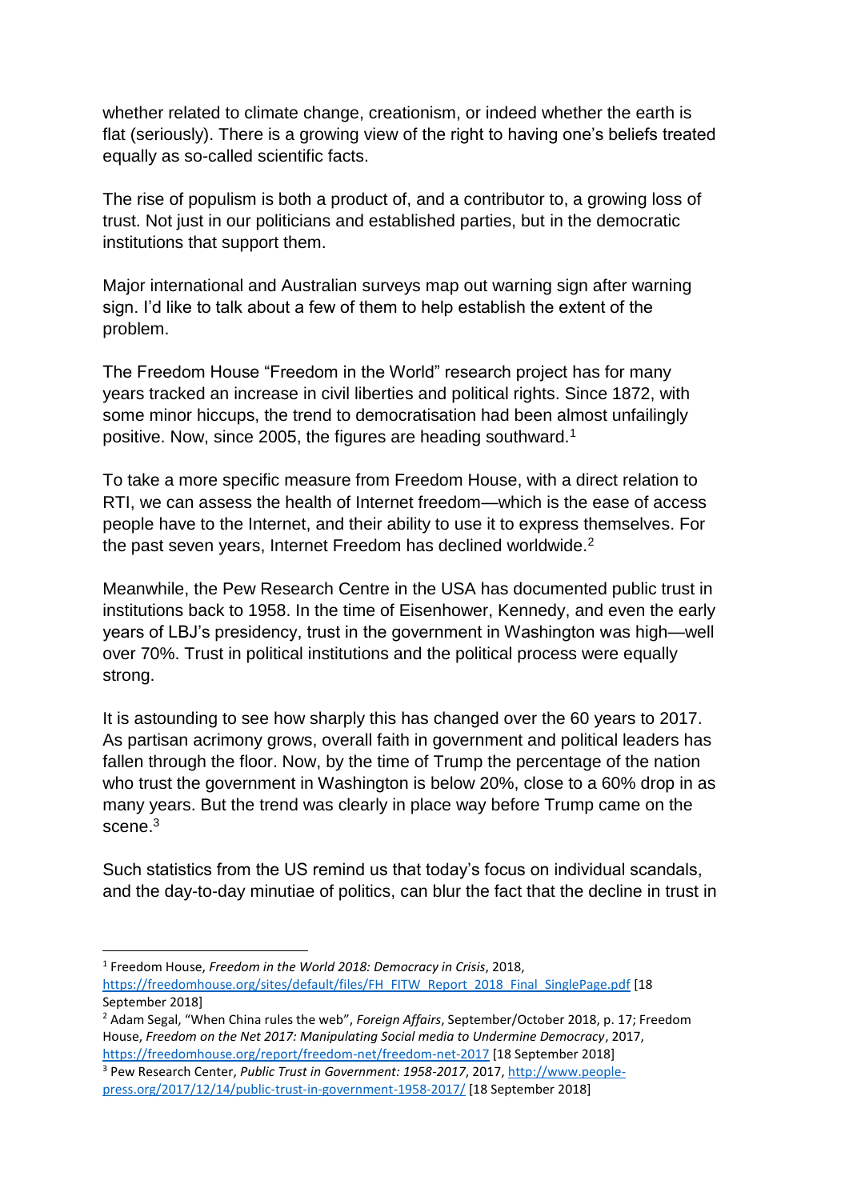whether related to climate change, creationism, or indeed whether the earth is flat (seriously). There is a growing view of the right to having one's beliefs treated equally as so-called scientific facts.

The rise of populism is both a product of, and a contributor to, a growing loss of trust. Not just in our politicians and established parties, but in the democratic institutions that support them.

Major international and Australian surveys map out warning sign after warning sign. I'd like to talk about a few of them to help establish the extent of the problem.

The Freedom House "Freedom in the World" research project has for many years tracked an increase in civil liberties and political rights. Since 1872, with some minor hiccups, the trend to democratisation had been almost unfailingly positive. Now, since 2005, the figures are heading southward.[1]

To take a more specific measure from Freedom House, with a direct relation to RTI, we can assess the health of Internet freedom—which is the ease of access people have to the Internet, and their ability to use it to express themselves. For the past seven years, Internet Freedom has declined worldwide.[2]

Meanwhile, the Pew Research Centre in the USA has documented public trust in institutions back to 1958. In the time of Eisenhower, Kennedy, and even the early years of LBJ's presidency, trust in the government in Washington was high—well over 70%. Trust in political institutions and the political process were equally strong.

It is astounding to see how sharply this has changed over the 60 years to 2017. As partisan acrimony grows, overall faith in government and political leaders has fallen through the floor. Now, by the time of Trump the percentage of the nation who trust the government in Washington is below 20%, close to a 60% drop in as many years. But the trend was clearly in place way before Trump came on the scene.[3]

Such statistics from the US remind us that today's focus on individual scandals, and the day-to-day minutiae of politics, can blur the fact that the decline in trust in

---

[1] Freedom House, *Freedom in the World 2018: Democracy in Crisis*, 2018, https://freedomhouse.org/sites/default/files/FH_FITW_Report_2018_Final_SinglePage.pdf [18 September 2018]

[2] Adam Segal, "When China rules the web", *Foreign Affairs*, September/October 2018, p. 17; Freedom House, *Freedom on the Net 2017: Manipulating Social media to Undermine Democracy*, 2017, https://freedomhouse.org/report/freedom-net/freedom-net-2017 [18 September 2018]

[3] Pew Research Center, *Public Trust in Government: 1958-2017*, 2017, http://www.people-press.org/2017/12/14/public-trust-in-government-1958-2017/ [18 September 2018]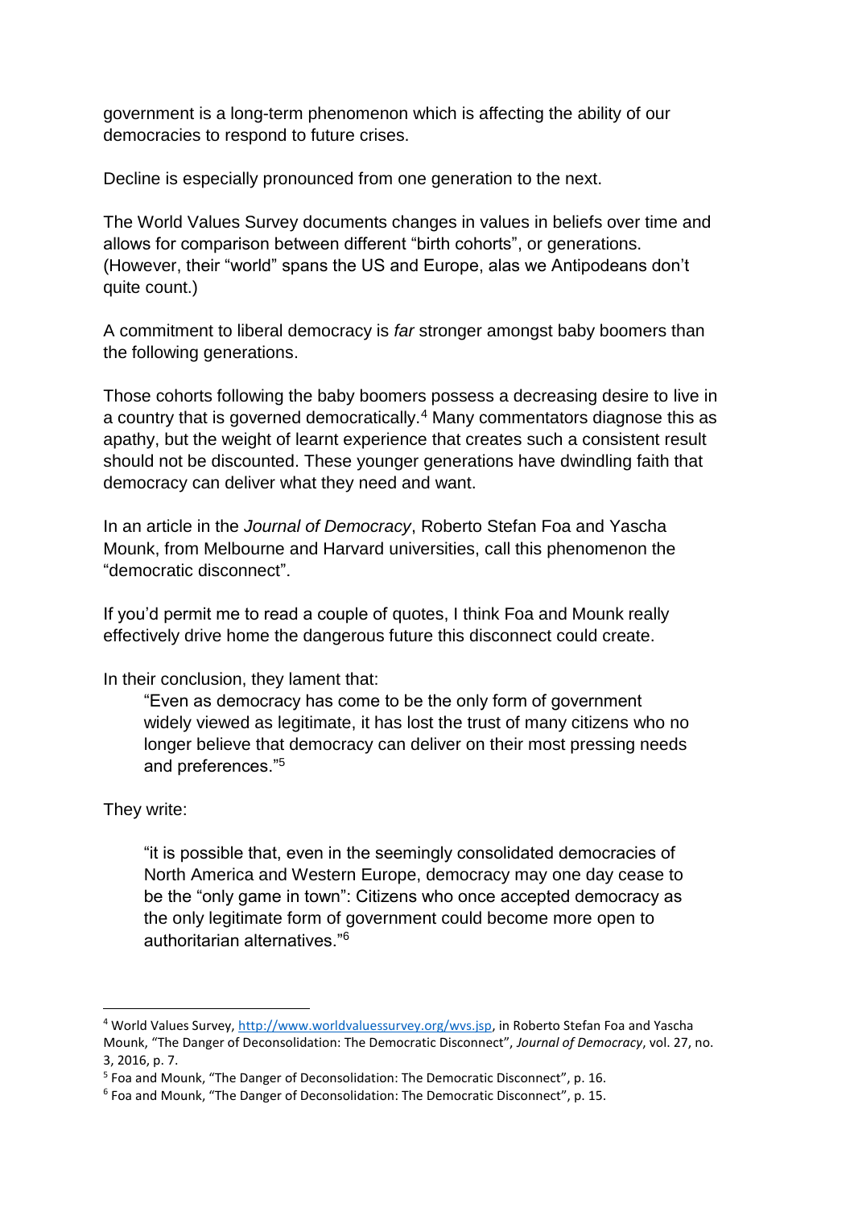government is a long-term phenomenon which is affecting the ability of our democracies to respond to future crises.

Decline is especially pronounced from one generation to the next.

The World Values Survey documents changes in values in beliefs over time and allows for comparison between different "birth cohorts", or generations. (However, their "world" spans the US and Europe, alas we Antipodeans don't quite count.)

A commitment to liberal democracy is *far* stronger amongst baby boomers than the following generations.

Those cohorts following the baby boomers possess a decreasing desire to live in a country that is governed democratically.[4] Many commentators diagnose this as apathy, but the weight of learnt experience that creates such a consistent result should not be discounted. These younger generations have dwindling faith that democracy can deliver what they need and want.

In an article in the *Journal of Democracy*, Roberto Stefan Foa and Yascha Mounk, from Melbourne and Harvard universities, call this phenomenon the "democratic disconnect".

If you'd permit me to read a couple of quotes, I think Foa and Mounk really effectively drive home the dangerous future this disconnect could create.

In their conclusion, they lament that:

> "Even as democracy has come to be the only form of government widely viewed as legitimate, it has lost the trust of many citizens who no longer believe that democracy can deliver on their most pressing needs and preferences."[5]

They write:

> "it is possible that, even in the seemingly consolidated democracies of North America and Western Europe, democracy may one day cease to be the "only game in town": Citizens who once accepted democracy as the only legitimate form of government could become more open to authoritarian alternatives."[6]

---

[4] World Values Survey, http://www.worldvaluessurvey.org/wvs.jsp, in Roberto Stefan Foa and Yascha Mounk, "The Danger of Deconsolidation: The Democratic Disconnect", *Journal of Democracy*, vol. 27, no. 3, 2016, p. 7.

[5] Foa and Mounk, "The Danger of Deconsolidation: The Democratic Disconnect", p. 16.

[6] Foa and Mounk, "The Danger of Deconsolidation: The Democratic Disconnect", p. 15.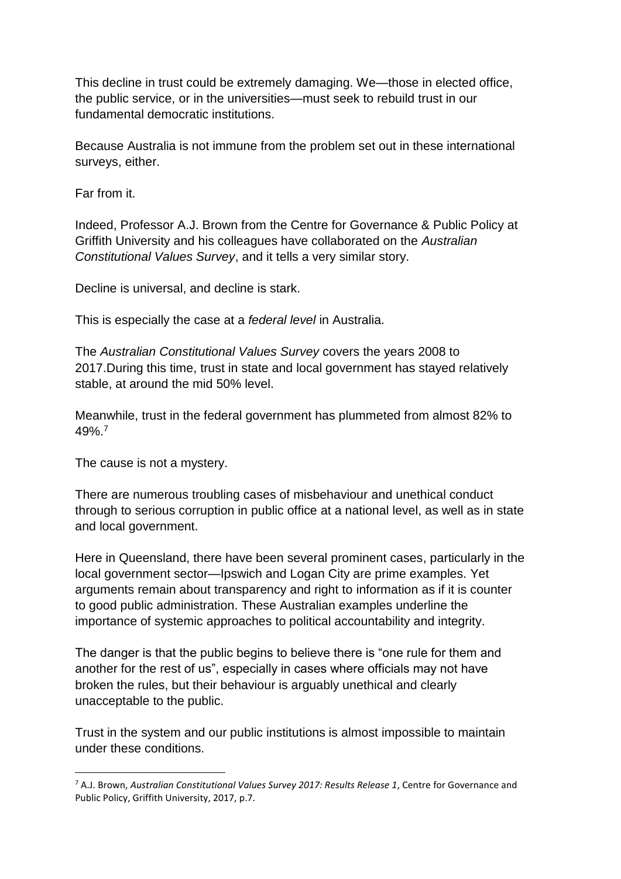This decline in trust could be extremely damaging. We—those in elected office, the public service, or in the universities—must seek to rebuild trust in our fundamental democratic institutions.

Because Australia is not immune from the problem set out in these international surveys, either.

Far from it.

Indeed, Professor A.J. Brown from the Centre for Governance & Public Policy at Griffith University and his colleagues have collaborated on the *Australian Constitutional Values Survey*, and it tells a very similar story.

Decline is universal, and decline is stark.

This is especially the case at a *federal level* in Australia.

The *Australian Constitutional Values Survey* covers the years 2008 to 2017.During this time, trust in state and local government has stayed relatively stable, at around the mid 50% level.

Meanwhile, trust in the federal government has plummeted from almost 82% to 49%.[7]

The cause is not a mystery.

There are numerous troubling cases of misbehaviour and unethical conduct through to serious corruption in public office at a national level, as well as in state and local government.

Here in Queensland, there have been several prominent cases, particularly in the local government sector—Ipswich and Logan City are prime examples. Yet arguments remain about transparency and right to information as if it is counter to good public administration. These Australian examples underline the importance of systemic approaches to political accountability and integrity.

The danger is that the public begins to believe there is "one rule for them and another for the rest of us", especially in cases where officials may not have broken the rules, but their behaviour is arguably unethical and clearly unacceptable to the public.

Trust in the system and our public institutions is almost impossible to maintain under these conditions.

---

[7] A.J. Brown, *Australian Constitutional Values Survey 2017: Results Release 1*, Centre for Governance and Public Policy, Griffith University, 2017, p.7.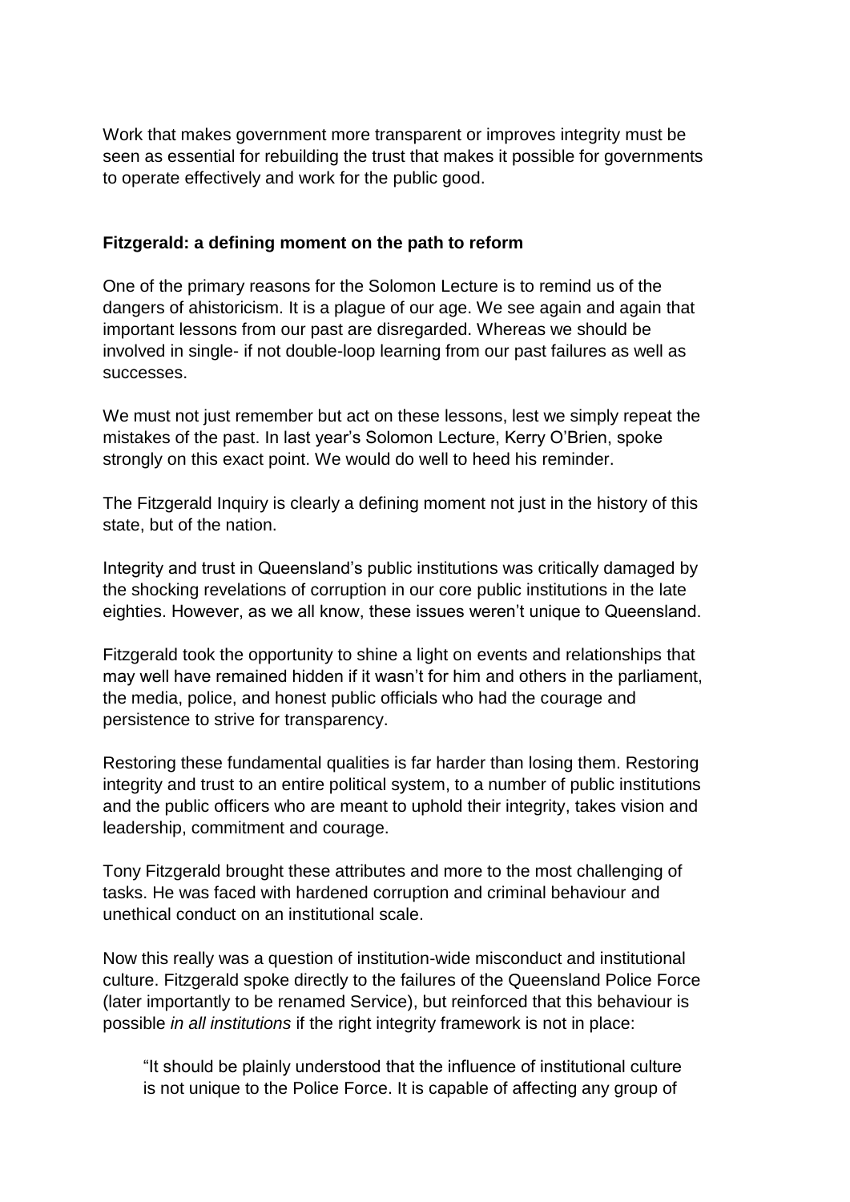Work that makes government more transparent or improves integrity must be seen as essential for rebuilding the trust that makes it possible for governments to operate effectively and work for the public good.

**Fitzgerald: a defining moment on the path to reform**

One of the primary reasons for the Solomon Lecture is to remind us of the dangers of ahistoricism. It is a plague of our age. We see again and again that important lessons from our past are disregarded. Whereas we should be involved in single- if not double-loop learning from our past failures as well as successes.

We must not just remember but act on these lessons, lest we simply repeat the mistakes of the past. In last year's Solomon Lecture, Kerry O'Brien, spoke strongly on this exact point. We would do well to heed his reminder.

The Fitzgerald Inquiry is clearly a defining moment not just in the history of this state, but of the nation.

Integrity and trust in Queensland's public institutions was critically damaged by the shocking revelations of corruption in our core public institutions in the late eighties. However, as we all know, these issues weren't unique to Queensland.

Fitzgerald took the opportunity to shine a light on events and relationships that may well have remained hidden if it wasn't for him and others in the parliament, the media, police, and honest public officials who had the courage and persistence to strive for transparency.

Restoring these fundamental qualities is far harder than losing them. Restoring integrity and trust to an entire political system, to a number of public institutions and the public officers who are meant to uphold their integrity, takes vision and leadership, commitment and courage.

Tony Fitzgerald brought these attributes and more to the most challenging of tasks. He was faced with hardened corruption and criminal behaviour and unethical conduct on an institutional scale.

Now this really was a question of institution-wide misconduct and institutional culture. Fitzgerald spoke directly to the failures of the Queensland Police Force (later importantly to be renamed Service), but reinforced that this behaviour is possible *in all institutions* if the right integrity framework is not in place:

> "It should be plainly understood that the influence of institutional culture is not unique to the Police Force. It is capable of affecting any group of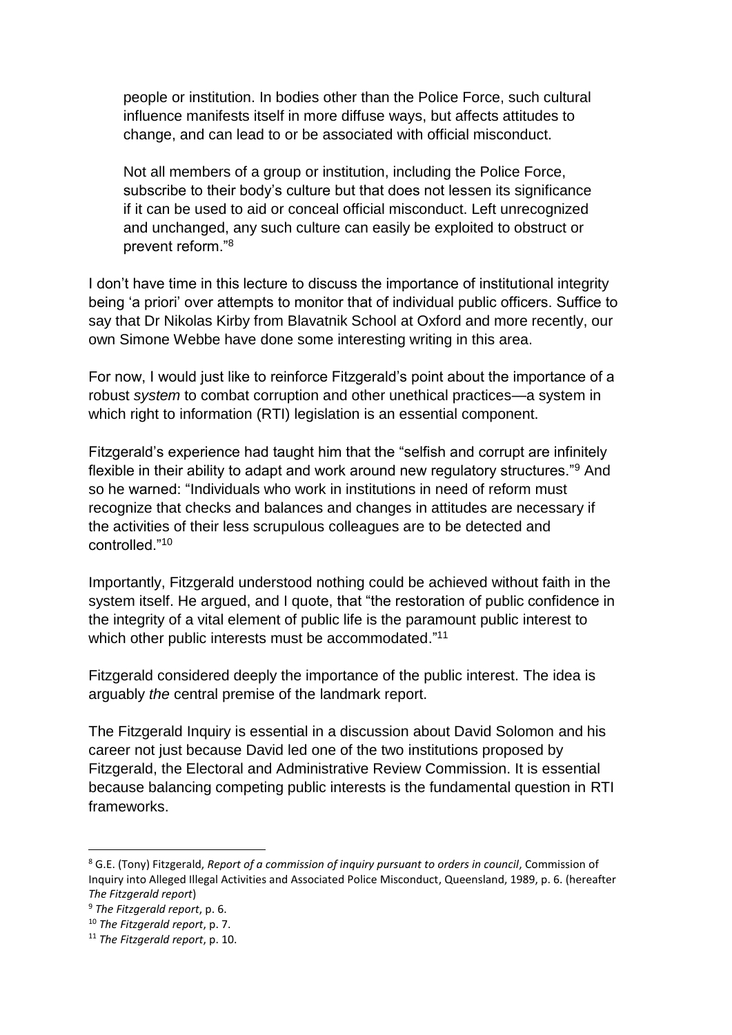> people or institution. In bodies other than the Police Force, such cultural influence manifests itself in more diffuse ways, but affects attitudes to change, and can lead to or be associated with official misconduct.
>
> Not all members of a group or institution, including the Police Force, subscribe to their body's culture but that does not lessen its significance if it can be used to aid or conceal official misconduct. Left unrecognized and unchanged, any such culture can easily be exploited to obstruct or prevent reform."[8]

I don't have time in this lecture to discuss the importance of institutional integrity being 'a priori' over attempts to monitor that of individual public officers. Suffice to say that Dr Nikolas Kirby from Blavatnik School at Oxford and more recently, our own Simone Webbe have done some interesting writing in this area.

For now, I would just like to reinforce Fitzgerald's point about the importance of a robust *system* to combat corruption and other unethical practices—a system in which right to information (RTI) legislation is an essential component.

Fitzgerald's experience had taught him that the "selfish and corrupt are infinitely flexible in their ability to adapt and work around new regulatory structures."[9] And so he warned: "Individuals who work in institutions in need of reform must recognize that checks and balances and changes in attitudes are necessary if the activities of their less scrupulous colleagues are to be detected and controlled."[10]

Importantly, Fitzgerald understood nothing could be achieved without faith in the system itself. He argued, and I quote, that "the restoration of public confidence in the integrity of a vital element of public life is the paramount public interest to which other public interests must be accommodated."[11]

Fitzgerald considered deeply the importance of the public interest. The idea is arguably *the* central premise of the landmark report.

The Fitzgerald Inquiry is essential in a discussion about David Solomon and his career not just because David led one of the two institutions proposed by Fitzgerald, the Electoral and Administrative Review Commission. It is essential because balancing competing public interests is the fundamental question in RTI frameworks.

---

[8] G.E. (Tony) Fitzgerald, *Report of a commission of inquiry pursuant to orders in council*, Commission of Inquiry into Alleged Illegal Activities and Associated Police Misconduct, Queensland, 1989, p. 6. (hereafter *The Fitzgerald report*)

[9] *The Fitzgerald report*, p. 6.

[10] *The Fitzgerald report*, p. 7.

[11] *The Fitzgerald report*, p. 10.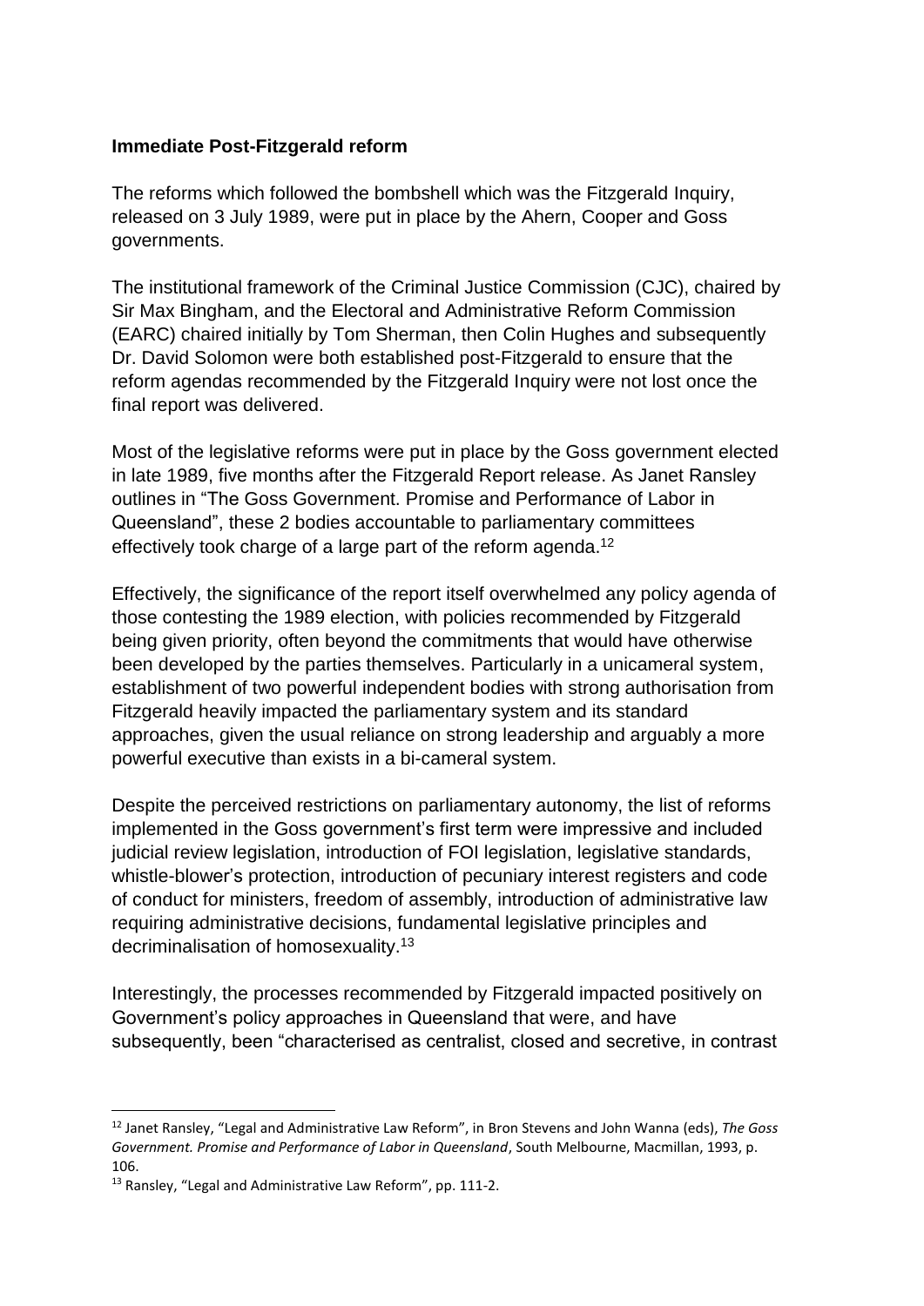**Immediate Post-Fitzgerald reform**

The reforms which followed the bombshell which was the Fitzgerald Inquiry, released on 3 July 1989, were put in place by the Ahern, Cooper and Goss governments.

The institutional framework of the Criminal Justice Commission (CJC), chaired by Sir Max Bingham, and the Electoral and Administrative Reform Commission (EARC) chaired initially by Tom Sherman, then Colin Hughes and subsequently Dr. David Solomon were both established post-Fitzgerald to ensure that the reform agendas recommended by the Fitzgerald Inquiry were not lost once the final report was delivered.

Most of the legislative reforms were put in place by the Goss government elected in late 1989, five months after the Fitzgerald Report release. As Janet Ransley outlines in "The Goss Government. Promise and Performance of Labor in Queensland", these 2 bodies accountable to parliamentary committees effectively took charge of a large part of the reform agenda.[12]

Effectively, the significance of the report itself overwhelmed any policy agenda of those contesting the 1989 election, with policies recommended by Fitzgerald being given priority, often beyond the commitments that would have otherwise been developed by the parties themselves. Particularly in a unicameral system, establishment of two powerful independent bodies with strong authorisation from Fitzgerald heavily impacted the parliamentary system and its standard approaches, given the usual reliance on strong leadership and arguably a more powerful executive than exists in a bi-cameral system.

Despite the perceived restrictions on parliamentary autonomy, the list of reforms implemented in the Goss government's first term were impressive and included judicial review legislation, introduction of FOI legislation, legislative standards, whistle-blower's protection, introduction of pecuniary interest registers and code of conduct for ministers, freedom of assembly, introduction of administrative law requiring administrative decisions, fundamental legislative principles and decriminalisation of homosexuality.[13]

Interestingly, the processes recommended by Fitzgerald impacted positively on Government's policy approaches in Queensland that were, and have subsequently, been "characterised as centralist, closed and secretive, in contrast

---

[12] Janet Ransley, "Legal and Administrative Law Reform", in Bron Stevens and John Wanna (eds), *The Goss Government. Promise and Performance of Labor in Queensland*, South Melbourne, Macmillan, 1993, p. 106.

[13] Ransley, "Legal and Administrative Law Reform", pp. 111-2.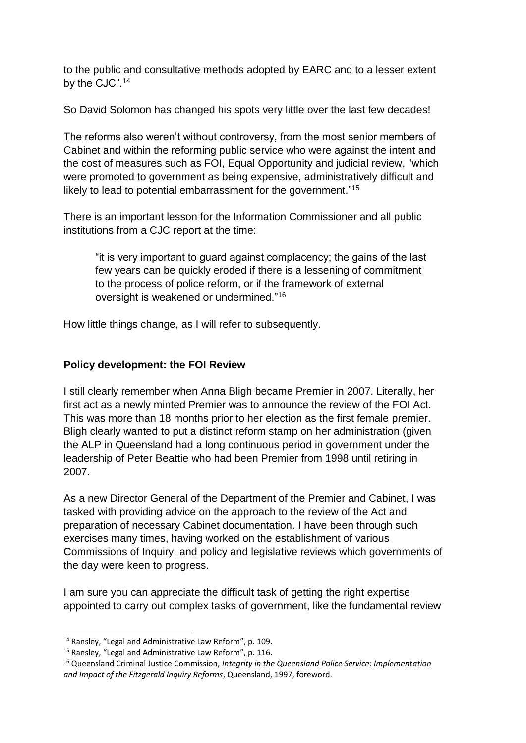to the public and consultative methods adopted by EARC and to a lesser extent by the CJC".[14]

So David Solomon has changed his spots very little over the last few decades!

The reforms also weren't without controversy, from the most senior members of Cabinet and within the reforming public service who were against the intent and the cost of measures such as FOI, Equal Opportunity and judicial review, "which were promoted to government as being expensive, administratively difficult and likely to lead to potential embarrassment for the government."[15]

There is an important lesson for the Information Commissioner and all public institutions from a CJC report at the time:

> "it is very important to guard against complacency; the gains of the last few years can be quickly eroded if there is a lessening of commitment to the process of police reform, or if the framework of external oversight is weakened or undermined."[16]

How little things change, as I will refer to subsequently.

**Policy development: the FOI Review**

I still clearly remember when Anna Bligh became Premier in 2007. Literally, her first act as a newly minted Premier was to announce the review of the FOI Act. This was more than 18 months prior to her election as the first female premier. Bligh clearly wanted to put a distinct reform stamp on her administration (given the ALP in Queensland had a long continuous period in government under the leadership of Peter Beattie who had been Premier from 1998 until retiring in 2007.

As a new Director General of the Department of the Premier and Cabinet, I was tasked with providing advice on the approach to the review of the Act and preparation of necessary Cabinet documentation. I have been through such exercises many times, having worked on the establishment of various Commissions of Inquiry, and policy and legislative reviews which governments of the day were keen to progress.

I am sure you can appreciate the difficult task of getting the right expertise appointed to carry out complex tasks of government, like the fundamental review

---

[14] Ransley, "Legal and Administrative Law Reform", p. 109.

[15] Ransley, "Legal and Administrative Law Reform", p. 116.

[16] Queensland Criminal Justice Commission, *Integrity in the Queensland Police Service: Implementation and Impact of the Fitzgerald Inquiry Reforms*, Queensland, 1997, foreword.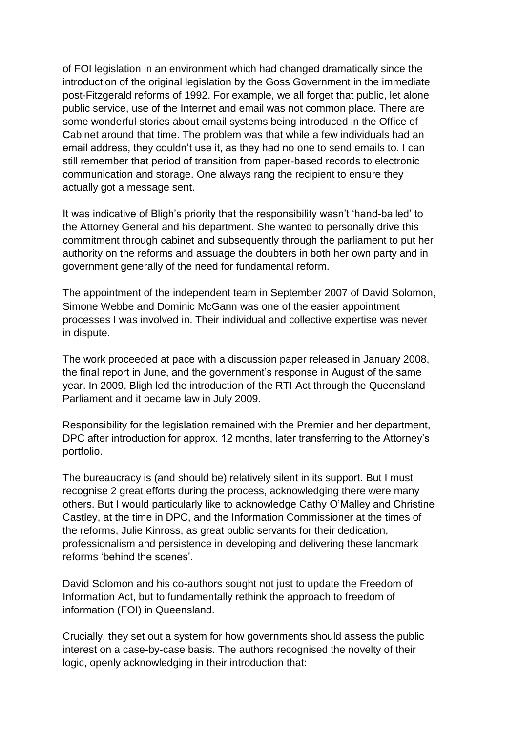of FOI legislation in an environment which had changed dramatically since the introduction of the original legislation by the Goss Government in the immediate post-Fitzgerald reforms of 1992. For example, we all forget that public, let alone public service, use of the Internet and email was not common place. There are some wonderful stories about email systems being introduced in the Office of Cabinet around that time. The problem was that while a few individuals had an email address, they couldn't use it, as they had no one to send emails to. I can still remember that period of transition from paper-based records to electronic communication and storage. One always rang the recipient to ensure they actually got a message sent.

It was indicative of Bligh's priority that the responsibility wasn't 'hand-balled' to the Attorney General and his department. She wanted to personally drive this commitment through cabinet and subsequently through the parliament to put her authority on the reforms and assuage the doubters in both her own party and in government generally of the need for fundamental reform.

The appointment of the independent team in September 2007 of David Solomon, Simone Webbe and Dominic McGann was one of the easier appointment processes I was involved in. Their individual and collective expertise was never in dispute.

The work proceeded at pace with a discussion paper released in January 2008, the final report in June, and the government's response in August of the same year. In 2009, Bligh led the introduction of the RTI Act through the Queensland Parliament and it became law in July 2009.

Responsibility for the legislation remained with the Premier and her department, DPC after introduction for approx. 12 months, later transferring to the Attorney's portfolio.

The bureaucracy is (and should be) relatively silent in its support. But I must recognise 2 great efforts during the process, acknowledging there were many others. But I would particularly like to acknowledge Cathy O'Malley and Christine Castley, at the time in DPC, and the Information Commissioner at the times of the reforms, Julie Kinross, as great public servants for their dedication, professionalism and persistence in developing and delivering these landmark reforms 'behind the scenes'.

David Solomon and his co-authors sought not just to update the Freedom of Information Act, but to fundamentally rethink the approach to freedom of information (FOI) in Queensland.

Crucially, they set out a system for how governments should assess the public interest on a case-by-case basis. The authors recognised the novelty of their logic, openly acknowledging in their introduction that: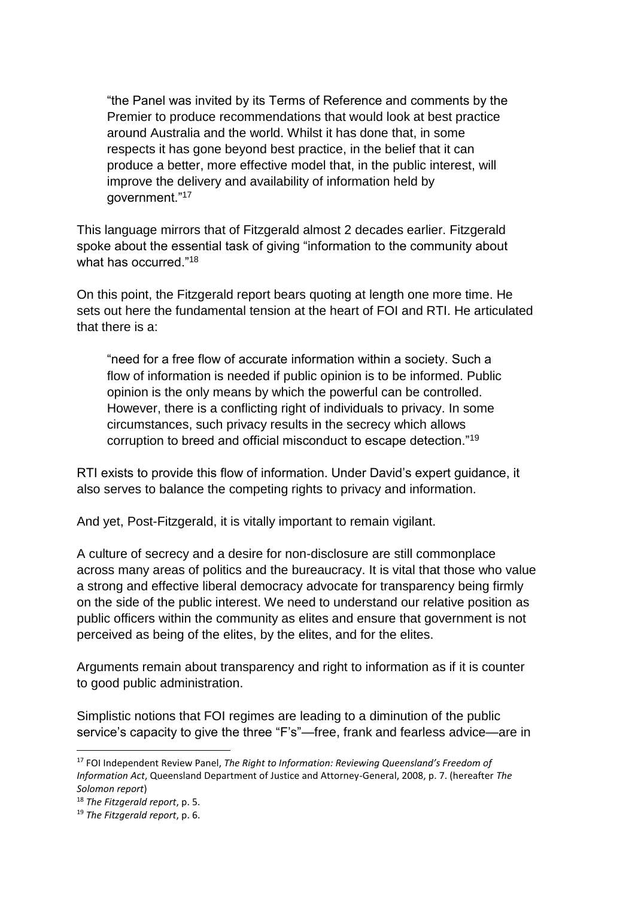> "the Panel was invited by its Terms of Reference and comments by the Premier to produce recommendations that would look at best practice around Australia and the world. Whilst it has done that, in some respects it has gone beyond best practice, in the belief that it can produce a better, more effective model that, in the public interest, will improve the delivery and availability of information held by government."[17]

This language mirrors that of Fitzgerald almost 2 decades earlier. Fitzgerald spoke about the essential task of giving "information to the community about what has occurred."[18]

On this point, the Fitzgerald report bears quoting at length one more time. He sets out here the fundamental tension at the heart of FOI and RTI. He articulated that there is a:

> "need for a free flow of accurate information within a society. Such a flow of information is needed if public opinion is to be informed. Public opinion is the only means by which the powerful can be controlled. However, there is a conflicting right of individuals to privacy. In some circumstances, such privacy results in the secrecy which allows corruption to breed and official misconduct to escape detection."[19]

RTI exists to provide this flow of information. Under David's expert guidance, it also serves to balance the competing rights to privacy and information.

And yet, Post-Fitzgerald, it is vitally important to remain vigilant.

A culture of secrecy and a desire for non-disclosure are still commonplace across many areas of politics and the bureaucracy. It is vital that those who value a strong and effective liberal democracy advocate for transparency being firmly on the side of the public interest. We need to understand our relative position as public officers within the community as elites and ensure that government is not perceived as being of the elites, by the elites, and for the elites.

Arguments remain about transparency and right to information as if it is counter to good public administration.

Simplistic notions that FOI regimes are leading to a diminution of the public service's capacity to give the three "F's"—free, frank and fearless advice—are in

---

[17] FOI Independent Review Panel, *The Right to Information: Reviewing Queensland's Freedom of Information Act*, Queensland Department of Justice and Attorney-General, 2008, p. 7. (hereafter *The Solomon report*)

[18] *The Fitzgerald report*, p. 5.

[19] *The Fitzgerald report*, p. 6.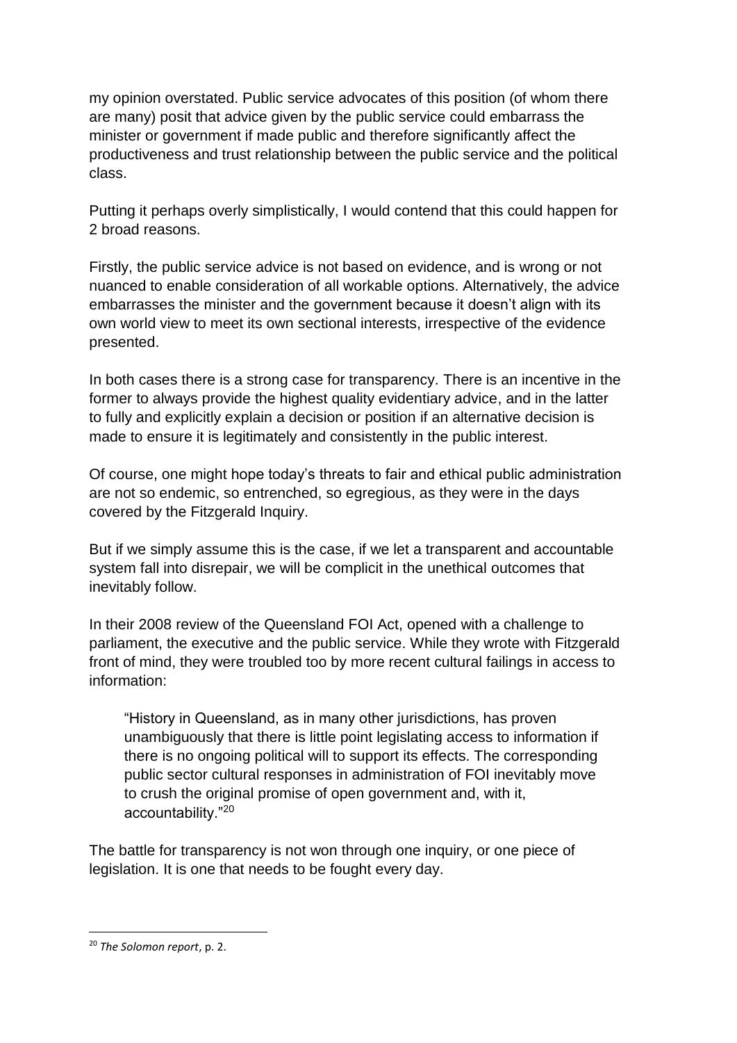my opinion overstated. Public service advocates of this position (of whom there are many) posit that advice given by the public service could embarrass the minister or government if made public and therefore significantly affect the productiveness and trust relationship between the public service and the political class.

Putting it perhaps overly simplistically, I would contend that this could happen for 2 broad reasons.

Firstly, the public service advice is not based on evidence, and is wrong or not nuanced to enable consideration of all workable options. Alternatively, the advice embarrasses the minister and the government because it doesn't align with its own world view to meet its own sectional interests, irrespective of the evidence presented.

In both cases there is a strong case for transparency. There is an incentive in the former to always provide the highest quality evidentiary advice, and in the latter to fully and explicitly explain a decision or position if an alternative decision is made to ensure it is legitimately and consistently in the public interest.

Of course, one might hope today's threats to fair and ethical public administration are not so endemic, so entrenched, so egregious, as they were in the days covered by the Fitzgerald Inquiry.

But if we simply assume this is the case, if we let a transparent and accountable system fall into disrepair, we will be complicit in the unethical outcomes that inevitably follow.

In their 2008 review of the Queensland FOI Act, opened with a challenge to parliament, the executive and the public service. While they wrote with Fitzgerald front of mind, they were troubled too by more recent cultural failings in access to information:

> "History in Queensland, as in many other jurisdictions, has proven unambiguously that there is little point legislating access to information if there is no ongoing political will to support its effects. The corresponding public sector cultural responses in administration of FOI inevitably move to crush the original promise of open government and, with it, accountability."[20]

The battle for transparency is not won through one inquiry, or one piece of legislation. It is one that needs to be fought every day.

---

[20] *The Solomon report*, p. 2.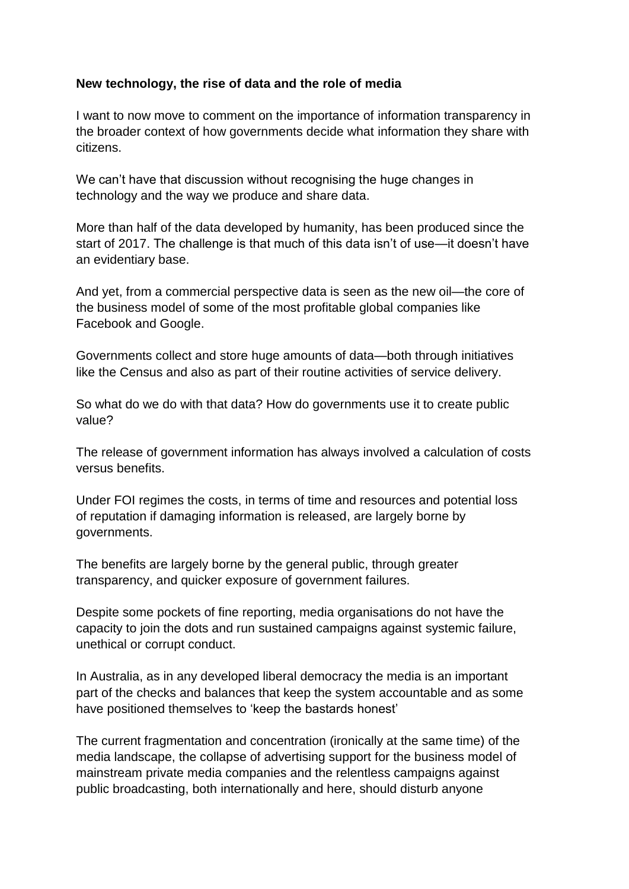**New technology, the rise of data and the role of media**

I want to now move to comment on the importance of information transparency in the broader context of how governments decide what information they share with citizens.

We can't have that discussion without recognising the huge changes in technology and the way we produce and share data.

More than half of the data developed by humanity, has been produced since the start of 2017. The challenge is that much of this data isn't of use—it doesn't have an evidentiary base.

And yet, from a commercial perspective data is seen as the new oil—the core of the business model of some of the most profitable global companies like Facebook and Google.

Governments collect and store huge amounts of data—both through initiatives like the Census and also as part of their routine activities of service delivery.

So what do we do with that data? How do governments use it to create public value?

The release of government information has always involved a calculation of costs versus benefits.

Under FOI regimes the costs, in terms of time and resources and potential loss of reputation if damaging information is released, are largely borne by governments.

The benefits are largely borne by the general public, through greater transparency, and quicker exposure of government failures.

Despite some pockets of fine reporting, media organisations do not have the capacity to join the dots and run sustained campaigns against systemic failure, unethical or corrupt conduct.

In Australia, as in any developed liberal democracy the media is an important part of the checks and balances that keep the system accountable and as some have positioned themselves to 'keep the bastards honest'

The current fragmentation and concentration (ironically at the same time) of the media landscape, the collapse of advertising support for the business model of mainstream private media companies and the relentless campaigns against public broadcasting, both internationally and here, should disturb anyone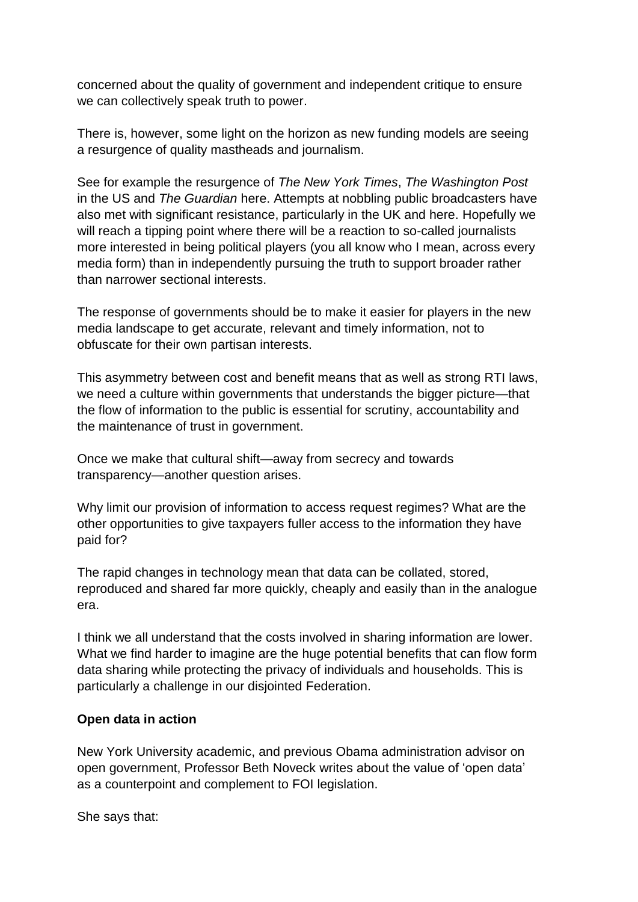concerned about the quality of government and independent critique to ensure we can collectively speak truth to power.

There is, however, some light on the horizon as new funding models are seeing a resurgence of quality mastheads and journalism.

See for example the resurgence of *The New York Times*, *The Washington Post* in the US and *The Guardian* here. Attempts at nobbling public broadcasters have also met with significant resistance, particularly in the UK and here. Hopefully we will reach a tipping point where there will be a reaction to so-called journalists more interested in being political players (you all know who I mean, across every media form) than in independently pursuing the truth to support broader rather than narrower sectional interests.

The response of governments should be to make it easier for players in the new media landscape to get accurate, relevant and timely information, not to obfuscate for their own partisan interests.

This asymmetry between cost and benefit means that as well as strong RTI laws, we need a culture within governments that understands the bigger picture—that the flow of information to the public is essential for scrutiny, accountability and the maintenance of trust in government.

Once we make that cultural shift—away from secrecy and towards transparency—another question arises.

Why limit our provision of information to access request regimes? What are the other opportunities to give taxpayers fuller access to the information they have paid for?

The rapid changes in technology mean that data can be collated, stored, reproduced and shared far more quickly, cheaply and easily than in the analogue era.

I think we all understand that the costs involved in sharing information are lower. What we find harder to imagine are the huge potential benefits that can flow form data sharing while protecting the privacy of individuals and households. This is particularly a challenge in our disjointed Federation.

**Open data in action**

New York University academic, and previous Obama administration advisor on open government, Professor Beth Noveck writes about the value of 'open data' as a counterpoint and complement to FOI legislation.

She says that: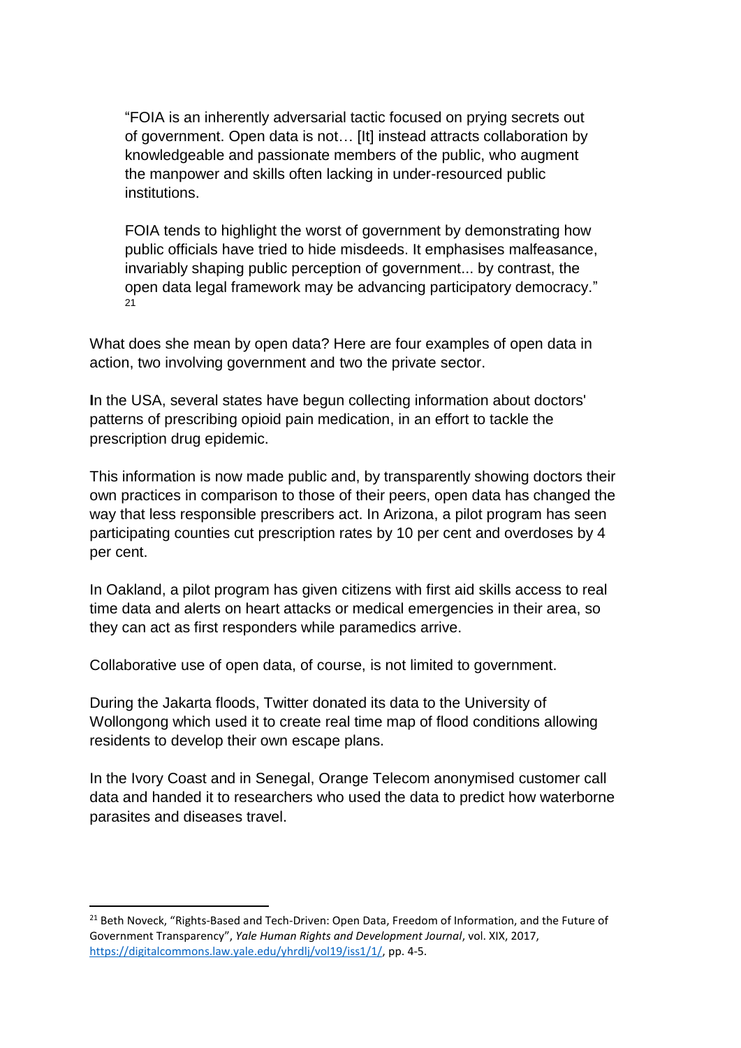> "FOIA is an inherently adversarial tactic focused on prying secrets out of government. Open data is not… [It] instead attracts collaboration by knowledgeable and passionate members of the public, who augment the manpower and skills often lacking in under-resourced public institutions.
>
> FOIA tends to highlight the worst of government by demonstrating how public officials have tried to hide misdeeds. It emphasises malfeasance, invariably shaping public perception of government... by contrast, the open data legal framework may be advancing participatory democracy." [21]

What does she mean by open data? Here are four examples of open data in action, two involving government and two the private sector.

**I**n the USA, several states have begun collecting information about doctors' patterns of prescribing opioid pain medication, in an effort to tackle the prescription drug epidemic.

This information is now made public and, by transparently showing doctors their own practices in comparison to those of their peers, open data has changed the way that less responsible prescribers act. In Arizona, a pilot program has seen participating counties cut prescription rates by 10 per cent and overdoses by 4 per cent.

In Oakland, a pilot program has given citizens with first aid skills access to real time data and alerts on heart attacks or medical emergencies in their area, so they can act as first responders while paramedics arrive.

Collaborative use of open data, of course, is not limited to government.

During the Jakarta floods, Twitter donated its data to the University of Wollongong which used it to create real time map of flood conditions allowing residents to develop their own escape plans.

In the Ivory Coast and in Senegal, Orange Telecom anonymised customer call data and handed it to researchers who used the data to predict how waterborne parasites and diseases travel.

---

[21] Beth Noveck, "Rights-Based and Tech-Driven: Open Data, Freedom of Information, and the Future of Government Transparency", *Yale Human Rights and Development Journal*, vol. XIX, 2017, https://digitalcommons.law.yale.edu/yhrdlj/vol19/iss1/1/, pp. 4-5.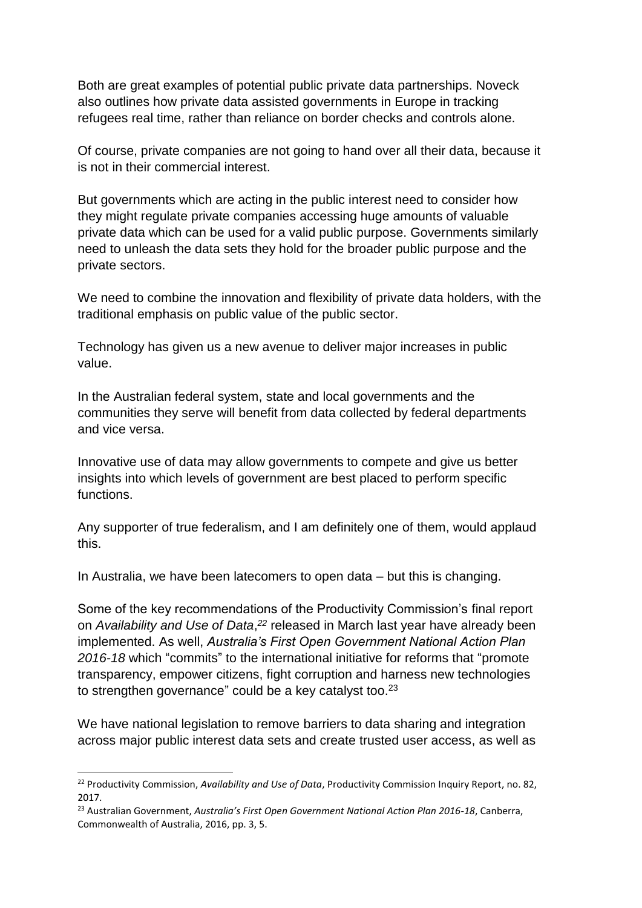Both are great examples of potential public private data partnerships. Noveck also outlines how private data assisted governments in Europe in tracking refugees real time, rather than reliance on border checks and controls alone.

Of course, private companies are not going to hand over all their data, because it is not in their commercial interest.

But governments which are acting in the public interest need to consider how they might regulate private companies accessing huge amounts of valuable private data which can be used for a valid public purpose. Governments similarly need to unleash the data sets they hold for the broader public purpose and the private sectors.

We need to combine the innovation and flexibility of private data holders, with the traditional emphasis on public value of the public sector.

Technology has given us a new avenue to deliver major increases in public value.

In the Australian federal system, state and local governments and the communities they serve will benefit from data collected by federal departments and vice versa.

Innovative use of data may allow governments to compete and give us better insights into which levels of government are best placed to perform specific functions.

Any supporter of true federalism, and I am definitely one of them, would applaud this.

In Australia, we have been latecomers to open data – but this is changing.

Some of the key recommendations of the Productivity Commission's final report on *Availability and Use of Data*,[22] released in March last year have already been implemented. As well, *Australia's First Open Government National Action Plan 2016-18* which "commits" to the international initiative for reforms that "promote transparency, empower citizens, fight corruption and harness new technologies to strengthen governance" could be a key catalyst too.[23]

We have national legislation to remove barriers to data sharing and integration across major public interest data sets and create trusted user access, as well as

---

[22] Productivity Commission, *Availability and Use of Data*, Productivity Commission Inquiry Report, no. 82, 2017.

[23] Australian Government, *Australia's First Open Government National Action Plan 2016-18*, Canberra, Commonwealth of Australia, 2016, pp. 3, 5.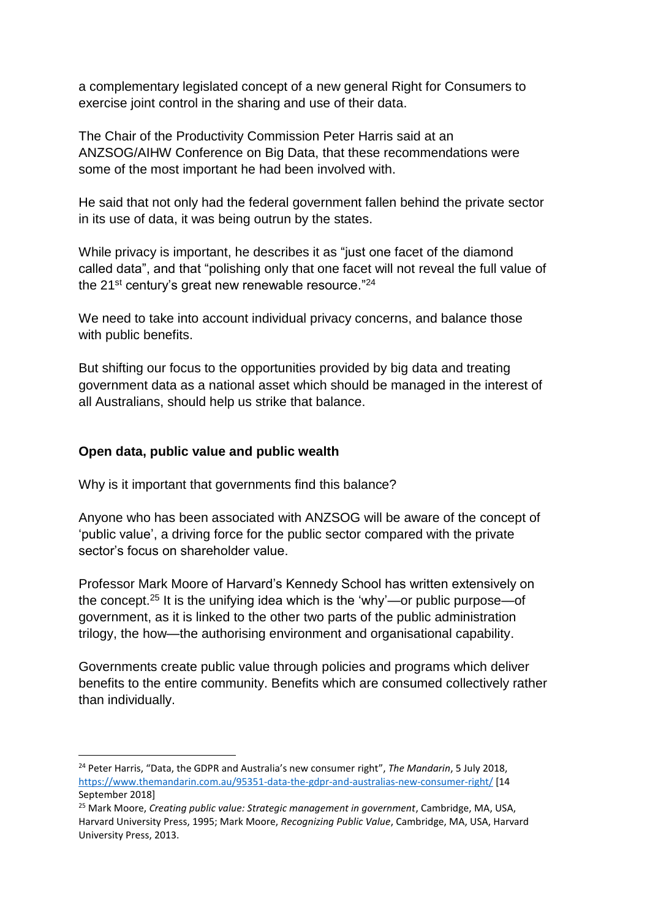a complementary legislated concept of a new general Right for Consumers to exercise joint control in the sharing and use of their data.

The Chair of the Productivity Commission Peter Harris said at an ANZSOG/AIHW Conference on Big Data, that these recommendations were some of the most important he had been involved with.

He said that not only had the federal government fallen behind the private sector in its use of data, it was being outrun by the states.

While privacy is important, he describes it as "just one facet of the diamond called data", and that "polishing only that one facet will not reveal the full value of the 21st century's great new renewable resource."[24]

We need to take into account individual privacy concerns, and balance those with public benefits.

But shifting our focus to the opportunities provided by big data and treating government data as a national asset which should be managed in the interest of all Australians, should help us strike that balance.

## Open data, public value and public wealth

Why is it important that governments find this balance?

Anyone who has been associated with ANZSOG will be aware of the concept of 'public value', a driving force for the public sector compared with the private sector's focus on shareholder value.

Professor Mark Moore of Harvard's Kennedy School has written extensively on the concept.[25] It is the unifying idea which is the 'why'—or public purpose—of government, as it is linked to the other two parts of the public administration trilogy, the how—the authorising environment and organisational capability.

Governments create public value through policies and programs which deliver benefits to the entire community. Benefits which are consumed collectively rather than individually.

---

[24] Peter Harris, "Data, the GDPR and Australia's new consumer right", *The Mandarin*, 5 July 2018, https://www.themandarin.com.au/95351-data-the-gdpr-and-australias-new-consumer-right/ [14 September 2018]

[25] Mark Moore, *Creating public value: Strategic management in government*, Cambridge, MA, USA, Harvard University Press, 1995; Mark Moore, *Recognizing Public Value*, Cambridge, MA, USA, Harvard University Press, 2013.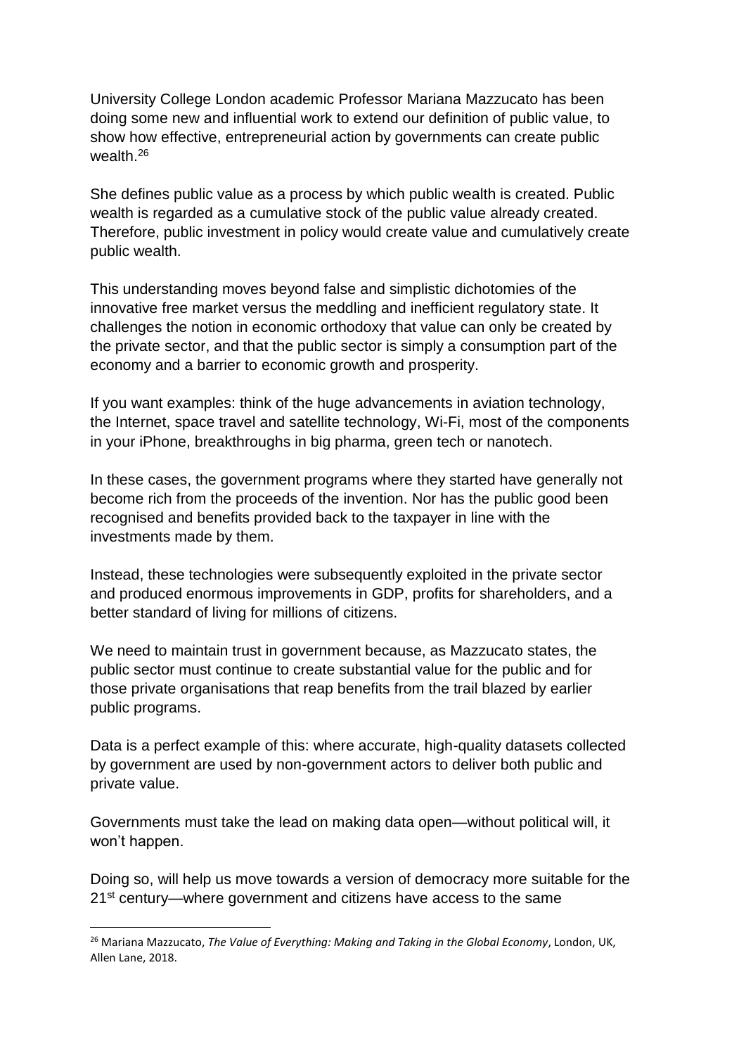University College London academic Professor Mariana Mazzucato has been doing some new and influential work to extend our definition of public value, to show how effective, entrepreneurial action by governments can create public wealth.[26]

She defines public value as a process by which public wealth is created. Public wealth is regarded as a cumulative stock of the public value already created. Therefore, public investment in policy would create value and cumulatively create public wealth.

This understanding moves beyond false and simplistic dichotomies of the innovative free market versus the meddling and inefficient regulatory state. It challenges the notion in economic orthodoxy that value can only be created by the private sector, and that the public sector is simply a consumption part of the economy and a barrier to economic growth and prosperity.

If you want examples: think of the huge advancements in aviation technology, the Internet, space travel and satellite technology, Wi-Fi, most of the components in your iPhone, breakthroughs in big pharma, green tech or nanotech.

In these cases, the government programs where they started have generally not become rich from the proceeds of the invention. Nor has the public good been recognised and benefits provided back to the taxpayer in line with the investments made by them.

Instead, these technologies were subsequently exploited in the private sector and produced enormous improvements in GDP, profits for shareholders, and a better standard of living for millions of citizens.

We need to maintain trust in government because, as Mazzucato states, the public sector must continue to create substantial value for the public and for those private organisations that reap benefits from the trail blazed by earlier public programs.

Data is a perfect example of this: where accurate, high-quality datasets collected by government are used by non-government actors to deliver both public and private value.

Governments must take the lead on making data open—without political will, it won't happen.

Doing so, will help us move towards a version of democracy more suitable for the 21st century—where government and citizens have access to the same

[26] Mariana Mazzucato, *The Value of Everything: Making and Taking in the Global Economy*, London, UK, Allen Lane, 2018.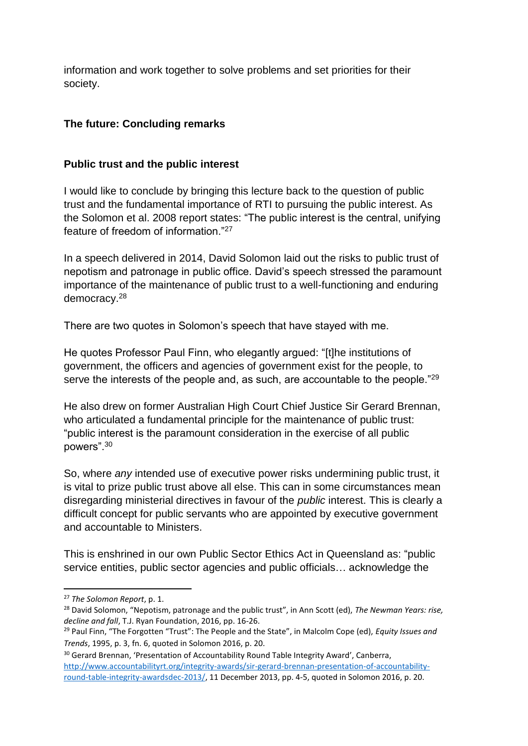information and work together to solve problems and set priorities for their society.

## The future: Concluding remarks

### Public trust and the public interest

I would like to conclude by bringing this lecture back to the question of public trust and the fundamental importance of RTI to pursuing the public interest. As the Solomon et al. 2008 report states: "The public interest is the central, unifying feature of freedom of information."[27]

In a speech delivered in 2014, David Solomon laid out the risks to public trust of nepotism and patronage in public office. David's speech stressed the paramount importance of the maintenance of public trust to a well-functioning and enduring democracy.[28]

There are two quotes in Solomon's speech that have stayed with me.

He quotes Professor Paul Finn, who elegantly argued: "[t]he institutions of government, the officers and agencies of government exist for the people, to serve the interests of the people and, as such, are accountable to the people."[29]

He also drew on former Australian High Court Chief Justice Sir Gerard Brennan, who articulated a fundamental principle for the maintenance of public trust: "public interest is the paramount consideration in the exercise of all public powers".[30]

So, where *any* intended use of executive power risks undermining public trust, it is vital to prize public trust above all else. This can in some circumstances mean disregarding ministerial directives in favour of the *public* interest. This is clearly a difficult concept for public servants who are appointed by executive government and accountable to Ministers.

This is enshrined in our own Public Sector Ethics Act in Queensland as: "public service entities, public sector agencies and public officials… acknowledge the

---

[27] *The Solomon Report*, p. 1.

[28] David Solomon, "Nepotism, patronage and the public trust", in Ann Scott (ed), *The Newman Years: rise, decline and fall*, T.J. Ryan Foundation, 2016, pp. 16-26.

[29] Paul Finn, "The Forgotten "Trust": The People and the State", in Malcolm Cope (ed), *Equity Issues and Trends*, 1995, p. 3, fn. 6, quoted in Solomon 2016, p. 20.

[30] Gerard Brennan, 'Presentation of Accountability Round Table Integrity Award', Canberra, http://www.accountabilityrt.org/integrity-awards/sir-gerard-brennan-presentation-of-accountability-round-table-integrity-awardsdec-2013/, 11 December 2013, pp. 4-5, quoted in Solomon 2016, p. 20.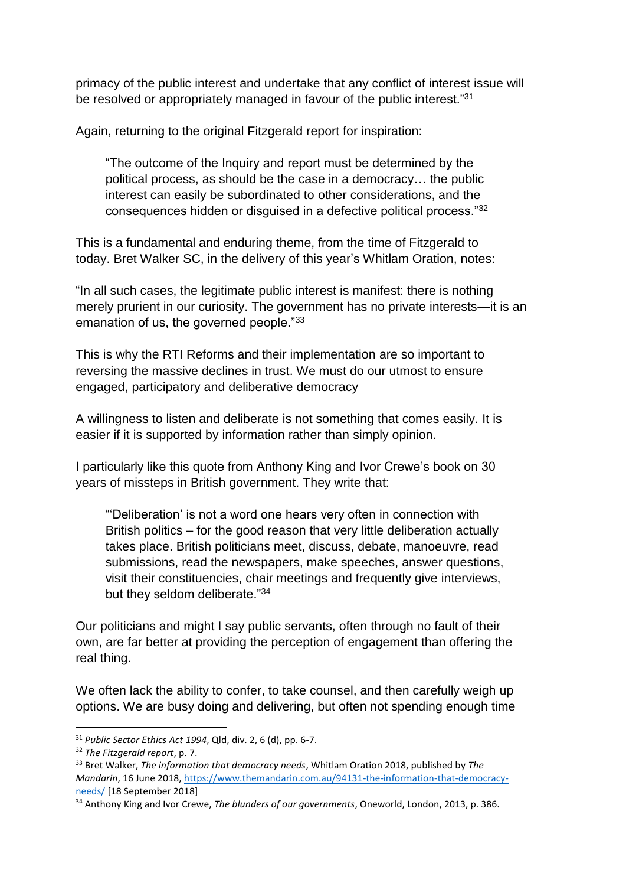primacy of the public interest and undertake that any conflict of interest issue will be resolved or appropriately managed in favour of the public interest."[31]

Again, returning to the original Fitzgerald report for inspiration:

> "The outcome of the Inquiry and report must be determined by the political process, as should be the case in a democracy… the public interest can easily be subordinated to other considerations, and the consequences hidden or disguised in a defective political process."[32]

This is a fundamental and enduring theme, from the time of Fitzgerald to today. Bret Walker SC, in the delivery of this year's Whitlam Oration, notes:

"In all such cases, the legitimate public interest is manifest: there is nothing merely prurient in our curiosity. The government has no private interests—it is an emanation of us, the governed people."[33]

This is why the RTI Reforms and their implementation are so important to reversing the massive declines in trust. We must do our utmost to ensure engaged, participatory and deliberative democracy

A willingness to listen and deliberate is not something that comes easily. It is easier if it is supported by information rather than simply opinion.

I particularly like this quote from Anthony King and Ivor Crewe's book on 30 years of missteps in British government. They write that:

> "'Deliberation' is not a word one hears very often in connection with British politics – for the good reason that very little deliberation actually takes place. British politicians meet, discuss, debate, manoeuvre, read submissions, read the newspapers, make speeches, answer questions, visit their constituencies, chair meetings and frequently give interviews, but they seldom deliberate."[34]

Our politicians and might I say public servants, often through no fault of their own, are far better at providing the perception of engagement than offering the real thing.

We often lack the ability to confer, to take counsel, and then carefully weigh up options. We are busy doing and delivering, but often not spending enough time

---

[31] *Public Sector Ethics Act 1994*, Qld, div. 2, 6 (d), pp. 6-7.

[32] *The Fitzgerald report*, p. 7.

[33] Bret Walker, *The information that democracy needs*, Whitlam Oration 2018, published by *The Mandarin*, 16 June 2018, https://www.themandarin.com.au/94131-the-information-that-democracy-needs/ [18 September 2018]

[34] Anthony King and Ivor Crewe, *The blunders of our governments*, Oneworld, London, 2013, p. 386.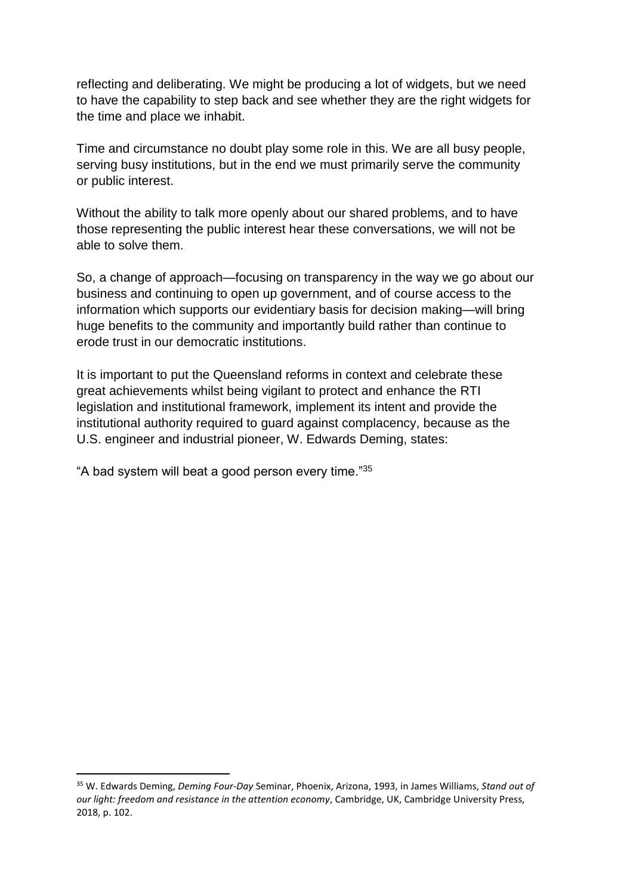reflecting and deliberating. We might be producing a lot of widgets, but we need to have the capability to step back and see whether they are the right widgets for the time and place we inhabit.

Time and circumstance no doubt play some role in this. We are all busy people, serving busy institutions, but in the end we must primarily serve the community or public interest.

Without the ability to talk more openly about our shared problems, and to have those representing the public interest hear these conversations, we will not be able to solve them.

So, a change of approach—focusing on transparency in the way we go about our business and continuing to open up government, and of course access to the information which supports our evidentiary basis for decision making—will bring huge benefits to the community and importantly build rather than continue to erode trust in our democratic institutions.

It is important to put the Queensland reforms in context and celebrate these great achievements whilst being vigilant to protect and enhance the RTI legislation and institutional framework, implement its intent and provide the institutional authority required to guard against complacency, because as the U.S. engineer and industrial pioneer, W. Edwards Deming, states:

"A bad system will beat a good person every time."[35]

---

[35] W. Edwards Deming, *Deming Four-Day* Seminar, Phoenix, Arizona, 1993, in James Williams, *Stand out of our light: freedom and resistance in the attention economy*, Cambridge, UK, Cambridge University Press, 2018, p. 102.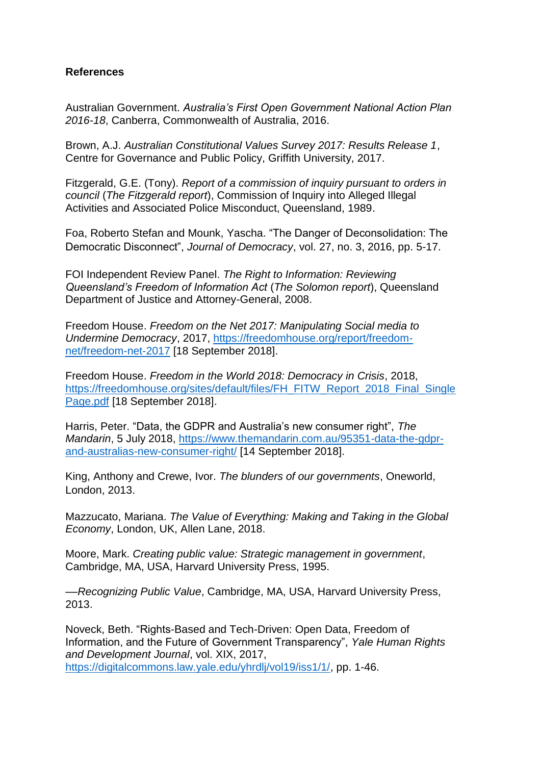**References**

Australian Government. *Australia's First Open Government National Action Plan 2016-18*, Canberra, Commonwealth of Australia, 2016.

Brown, A.J. *Australian Constitutional Values Survey 2017: Results Release 1*, Centre for Governance and Public Policy, Griffith University, 2017.

Fitzgerald, G.E. (Tony). *Report of a commission of inquiry pursuant to orders in council* (*The Fitzgerald report*), Commission of Inquiry into Alleged Illegal Activities and Associated Police Misconduct, Queensland, 1989.

Foa, Roberto Stefan and Mounk, Yascha. "The Danger of Deconsolidation: The Democratic Disconnect", *Journal of Democracy*, vol. 27, no. 3, 2016, pp. 5-17.

FOI Independent Review Panel. *The Right to Information: Reviewing Queensland's Freedom of Information Act* (*The Solomon report*), Queensland Department of Justice and Attorney-General, 2008.

Freedom House. *Freedom on the Net 2017: Manipulating Social media to Undermine Democracy*, 2017, https://freedomhouse.org/report/freedom-net/freedom-net-2017 [18 September 2018].

Freedom House. *Freedom in the World 2018: Democracy in Crisis*, 2018, https://freedomhouse.org/sites/default/files/FH_FITW_Report_2018_Final_SinglePage.pdf [18 September 2018].

Harris, Peter. "Data, the GDPR and Australia's new consumer right", *The Mandarin*, 5 July 2018, https://www.themandarin.com.au/95351-data-the-gdpr-and-australias-new-consumer-right/ [14 September 2018].

King, Anthony and Crewe, Ivor. *The blunders of our governments*, Oneworld, London, 2013.

Mazzucato, Mariana. *The Value of Everything: Making and Taking in the Global Economy*, London, UK, Allen Lane, 2018.

Moore, Mark. *Creating public value: Strategic management in government*, Cambridge, MA, USA, Harvard University Press, 1995.

—*Recognizing Public Value*, Cambridge, MA, USA, Harvard University Press, 2013.

Noveck, Beth. "Rights-Based and Tech-Driven: Open Data, Freedom of Information, and the Future of Government Transparency", *Yale Human Rights and Development Journal*, vol. XIX, 2017, https://digitalcommons.law.yale.edu/yhrdlj/vol19/iss1/1/, pp. 1-46.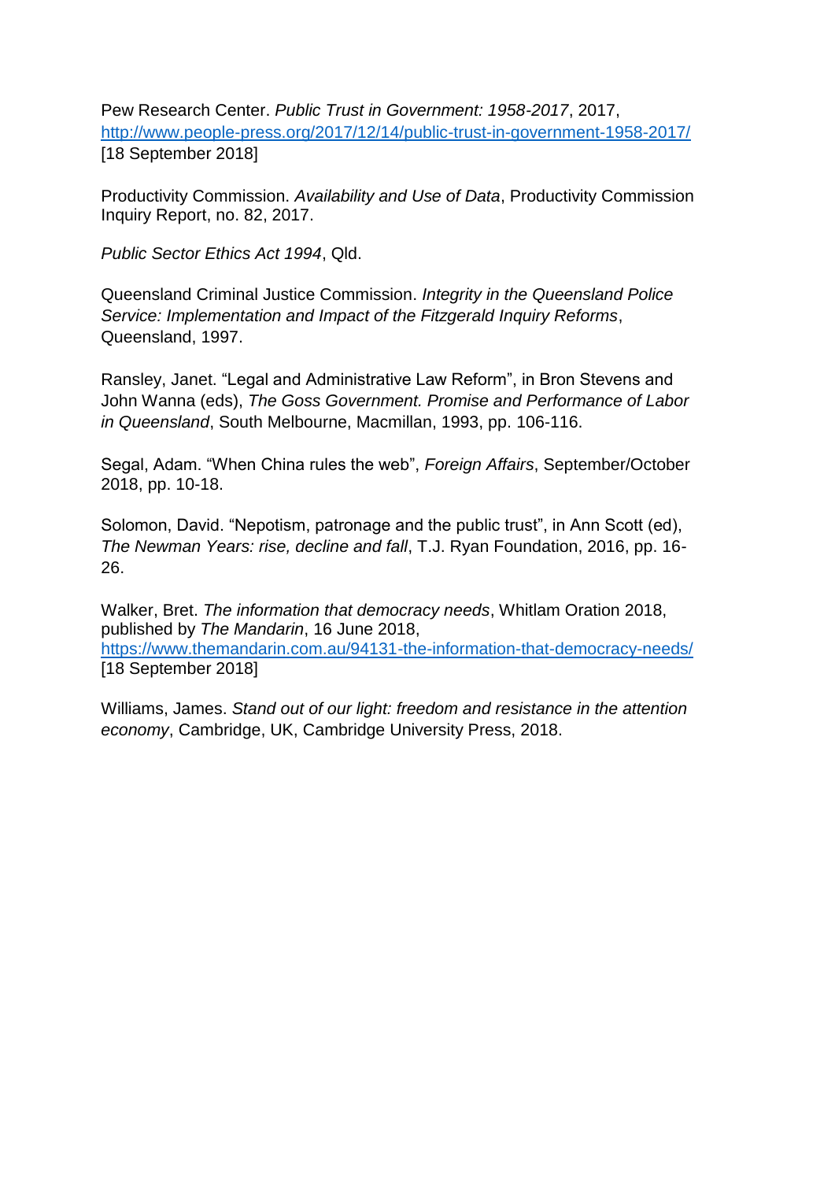Pew Research Center. *Public Trust in Government: 1958-2017*, 2017, http://www.people-press.org/2017/12/14/public-trust-in-government-1958-2017/ [18 September 2018]

Productivity Commission. *Availability and Use of Data*, Productivity Commission Inquiry Report, no. 82, 2017.

*Public Sector Ethics Act 1994*, Qld.

Queensland Criminal Justice Commission. *Integrity in the Queensland Police Service: Implementation and Impact of the Fitzgerald Inquiry Reforms*, Queensland, 1997.

Ransley, Janet. "Legal and Administrative Law Reform", in Bron Stevens and John Wanna (eds), *The Goss Government. Promise and Performance of Labor in Queensland*, South Melbourne, Macmillan, 1993, pp. 106-116.

Segal, Adam. "When China rules the web", *Foreign Affairs*, September/October 2018, pp. 10-18.

Solomon, David. "Nepotism, patronage and the public trust", in Ann Scott (ed), *The Newman Years: rise, decline and fall*, T.J. Ryan Foundation, 2016, pp. 16-26.

Walker, Bret. *The information that democracy needs*, Whitlam Oration 2018, published by *The Mandarin*, 16 June 2018, https://www.themandarin.com.au/94131-the-information-that-democracy-needs/ [18 September 2018]

Williams, James. *Stand out of our light: freedom and resistance in the attention economy*, Cambridge, UK, Cambridge University Press, 2018.